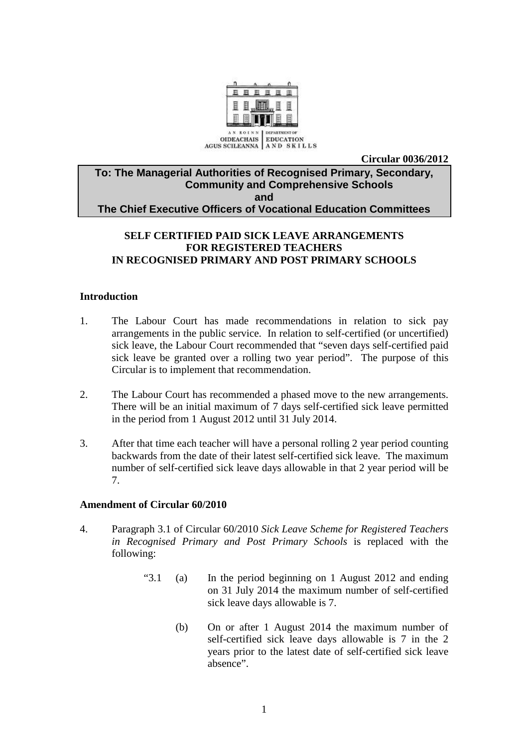AN ROINN OIDEACHAIS AGUS SCILEANNA | DEPARTMENT OF EDUCATION AND SKILLS

**Circular 0036/2012**

**To: The Managerial Authorities of Recognised Primary, Secondary, Community and Comprehensive Schools**
**and**
**The Chief Executive Officers of Vocational Education Committees**

# SELF CERTIFIED PAID SICK LEAVE ARRANGEMENTS FOR REGISTERED TEACHERS IN RECOGNISED PRIMARY AND POST PRIMARY SCHOOLS

## Introduction

1. The Labour Court has made recommendations in relation to sick pay arrangements in the public service. In relation to self-certified (or uncertified) sick leave, the Labour Court recommended that "seven days self-certified paid sick leave be granted over a rolling two year period". The purpose of this Circular is to implement that recommendation.

2. The Labour Court has recommended a phased move to the new arrangements. There will be an initial maximum of 7 days self-certified sick leave permitted in the period from 1 August 2012 until 31 July 2014.

3. After that time each teacher will have a personal rolling 2 year period counting backwards from the date of their latest self-certified sick leave. The maximum number of self-certified sick leave days allowable in that 2 year period will be 7.

## Amendment of Circular 60/2010

4. Paragraph 3.1 of Circular 60/2010 *Sick Leave Scheme for Registered Teachers in Recognised Primary and Post Primary Schools* is replaced with the following:

   "3.1 (a) In the period beginning on 1 August 2012 and ending on 31 July 2014 the maximum number of self-certified sick leave days allowable is 7.

   (b) On or after 1 August 2014 the maximum number of self-certified sick leave days allowable is 7 in the 2 years prior to the latest date of self-certified sick leave absence".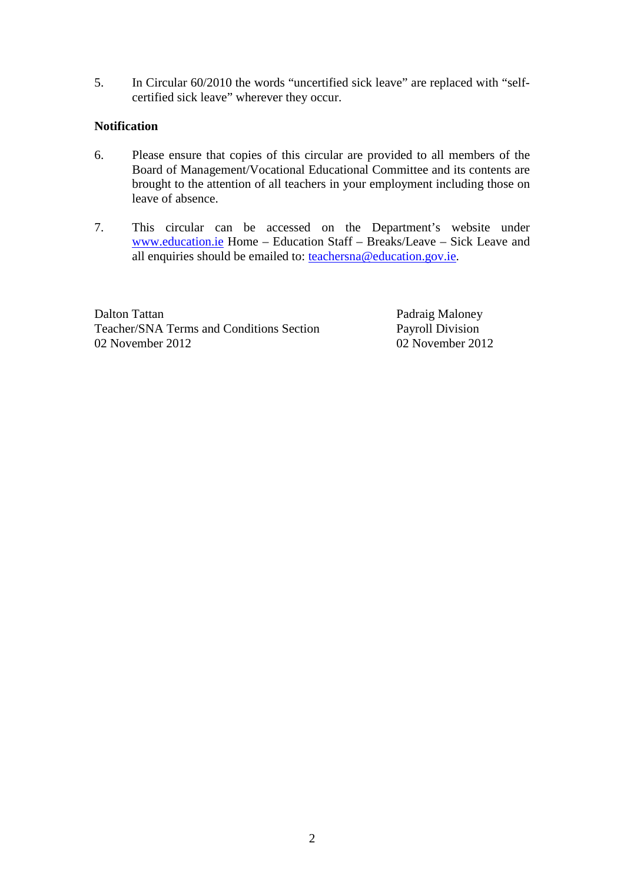5. In Circular 60/2010 the words "uncertified sick leave" are replaced with "self-certified sick leave" wherever they occur.

**Notification**

6. Please ensure that copies of this circular are provided to all members of the Board of Management/Vocational Educational Committee and its contents are brought to the attention of all teachers in your employment including those on leave of absence.

7. This circular can be accessed on the Department's website under [www.education.ie](http://www.education.ie) Home – Education Staff – Breaks/Leave – Sick Leave and all enquiries should be emailed to: [teachersna@education.gov.ie](mailto:teachersna@education.gov.ie).

Dalton Tattan
Teacher/SNA Terms and Conditions Section
02 November 2012

Padraig Maloney
Payroll Division
02 November 2012